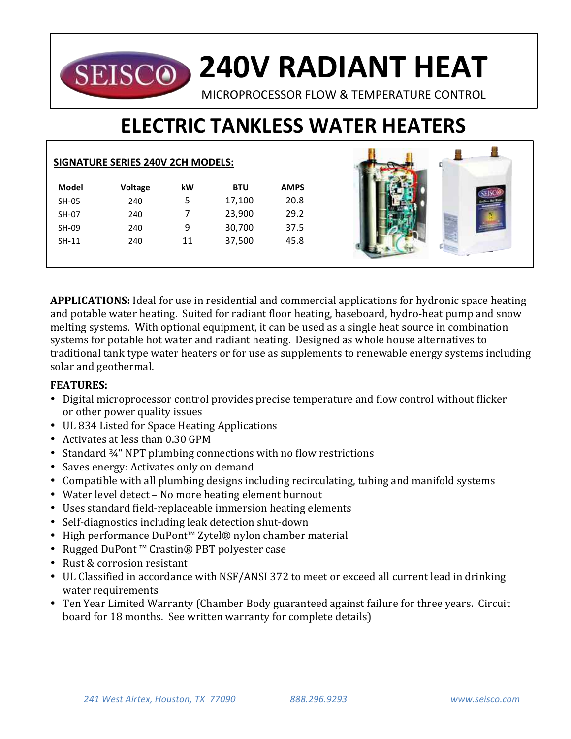# 240V RADIANT HEAT

MICROPROCESSOR FLOW & TEMPERATURE CONTROL

# ELECTRIC TANKLESS WATER HEATERS

**SIGNATURE SERIES 240V 2CH MODELS:**

| Model | Voltage | kW | BTU | AMPS |
|---|---|---|---|---|
| SH-05 | 240 | 5 | 17,100 | 20.8 |
| SH-07 | 240 | 7 | 23,900 | 29.2 |
| SH-09 | 240 | 9 | 30,700 | 37.5 |
| SH-11 | 240 | 11 | 37,500 | 45.8 |

**APPLICATIONS:** Ideal for use in residential and commercial applications for hydronic space heating and potable water heating. Suited for radiant floor heating, baseboard, hydro-heat pump and snow melting systems. With optional equipment, it can be used as a single heat source in combination systems for potable hot water and radiant heating. Designed as whole house alternatives to traditional tank type water heaters or for use as supplements to renewable energy systems including solar and geothermal.

**FEATURES:**

- Digital microprocessor control provides precise temperature and flow control without flicker or other power quality issues
- UL 834 Listed for Space Heating Applications
- Activates at less than 0.30 GPM
- Standard ¾" NPT plumbing connections with no flow restrictions
- Saves energy: Activates only on demand
- Compatible with all plumbing designs including recirculating, tubing and manifold systems
- Water level detect – No more heating element burnout
- Uses standard field-replaceable immersion heating elements
- Self-diagnostics including leak detection shut-down
- High performance DuPont™ Zytel® nylon chamber material
- Rugged DuPont ™ Crastin® PBT polyester case
- Rust & corrosion resistant
- UL Classified in accordance with NSF/ANSI 372 to meet or exceed all current lead in drinking water requirements
- Ten Year Limited Warranty (Chamber Body guaranteed against failure for three years. Circuit board for 18 months. See written warranty for complete details)

*241 West Airtex, Houston, TX 77090* *888.296.9293* *www.seisco.com*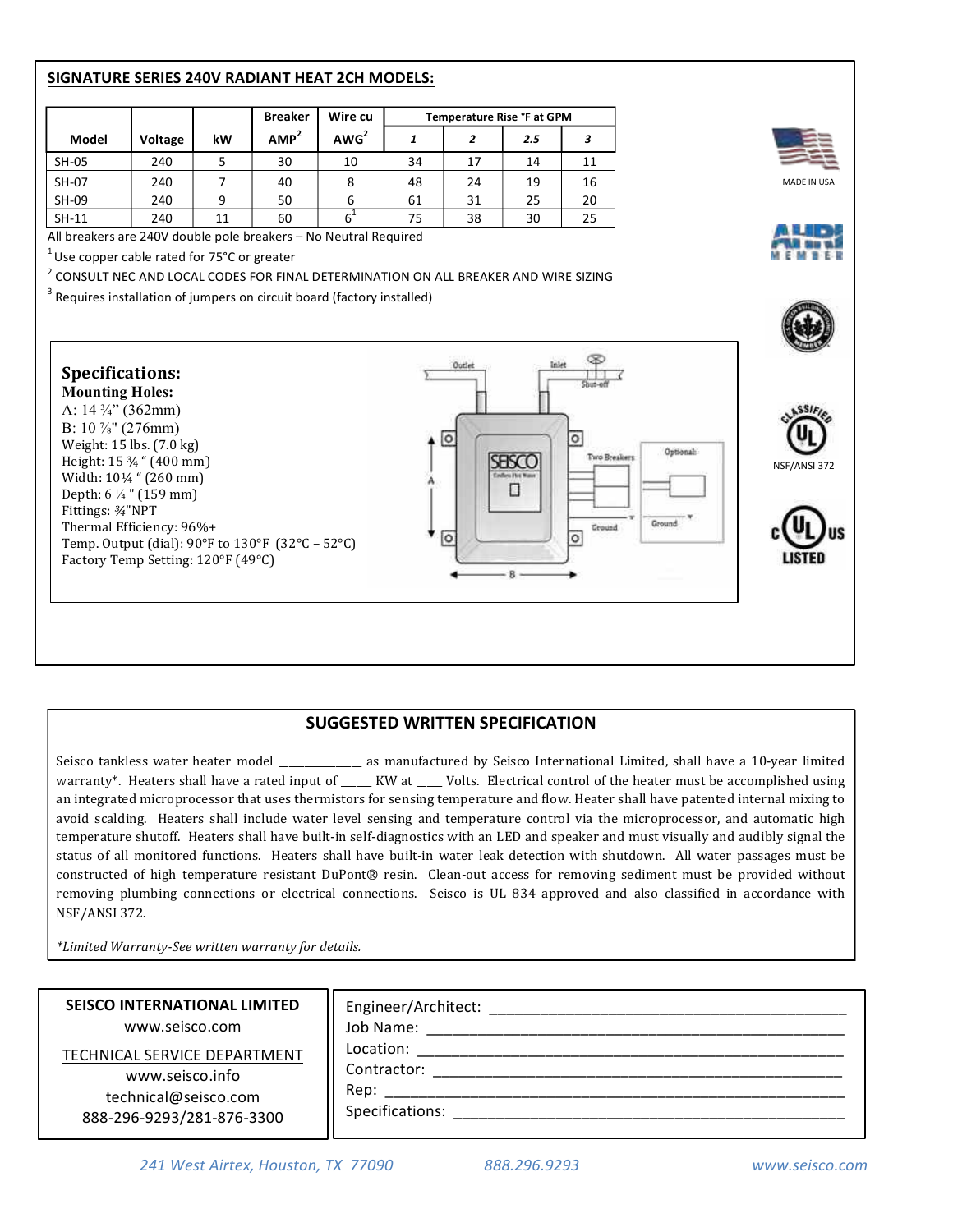## SIGNATURE SERIES 240V RADIANT HEAT 2CH MODELS:

| Model | Voltage | kW | Breaker AMP[2] | Wire cu AWG[2] | Temperature Rise °F at GPM | | | |
|---|---|---|---|---|---|---|---|---|
| | | | | | *1* | *2* | *2.5* | *3* |
| SH-05 | 240 | 5 | 30 | 10 | 34 | 17 | 14 | 11 |
| SH-07 | 240 | 7 | 40 | 8 | 48 | 24 | 19 | 16 |
| SH-09 | 240 | 9 | 50 | 6 | 61 | 31 | 25 | 20 |
| SH-11 | 240 | 11 | 60 | 6[1] | 75 | 38 | 30 | 25 |

All breakers are 240V double pole breakers – No Neutral Required

[1] Use copper cable rated for 75°C or greater

[2] CONSULT NEC AND LOCAL CODES FOR FINAL DETERMINATION ON ALL BREAKER AND WIRE SIZING

[3] Requires installation of jumpers on circuit board (factory installed)

MADE IN USA

NSF/ANSI 372

### Specifications:

**Mounting Holes:**

A: 14 ¾" (362mm)
B: 10 ⅞" (276mm)
Weight: 15 lbs. (7.0 kg)
Height: 15 ¾ " (400 mm)
Width: 10¼ " (260 mm)
Depth: 6 ¼ " (159 mm)
Fittings: ¾"NPT
Thermal Efficiency: 96%+
Temp. Output (dial): 90°F to 130°F (32°C – 52°C)
Factory Temp Setting: 120°F (49°C)

Outlet
Inlet
Shut-off
Two Breakers
Optional
Ground
Ground
A
B

## SUGGESTED WRITTEN SPECIFICATION

Seisco tankless water heater model ____________ as manufactured by Seisco International Limited, shall have a 10-year limited warranty*. Heaters shall have a rated input of ____ KW at ___ Volts. Electrical control of the heater must be accomplished using an integrated microprocessor that uses thermistors for sensing temperature and flow. Heater shall have patented internal mixing to avoid scalding. Heaters shall include water level sensing and temperature control via the microprocessor, and automatic high temperature shutoff. Heaters shall have built-in self-diagnostics with an LED and speaker and must visually and audibly signal the status of all monitored functions. Heaters shall have built-in water leak detection with shutdown. All water passages must be constructed of high temperature resistant DuPont® resin. Clean-out access for removing sediment must be provided without removing plumbing connections or electrical connections. Seisco is UL 834 approved and also classified in accordance with NSF/ANSI 372.

*\*Limited Warranty-See written warranty for details.*

**SEISCO INTERNATIONAL LIMITED**
www.seisco.com

TECHNICAL SERVICE DEPARTMENT
www.seisco.info
technical@seisco.com
888-296-9293/281-876-3300

Engineer/Architect: ________________________________
Job Name: ________________________________
Location: ________________________________
Contractor: ________________________________
Rep: ________________________________
Specifications: ________________________________

*241 West Airtex, Houston, TX 77090* *888.296.9293* *www.seisco.com*